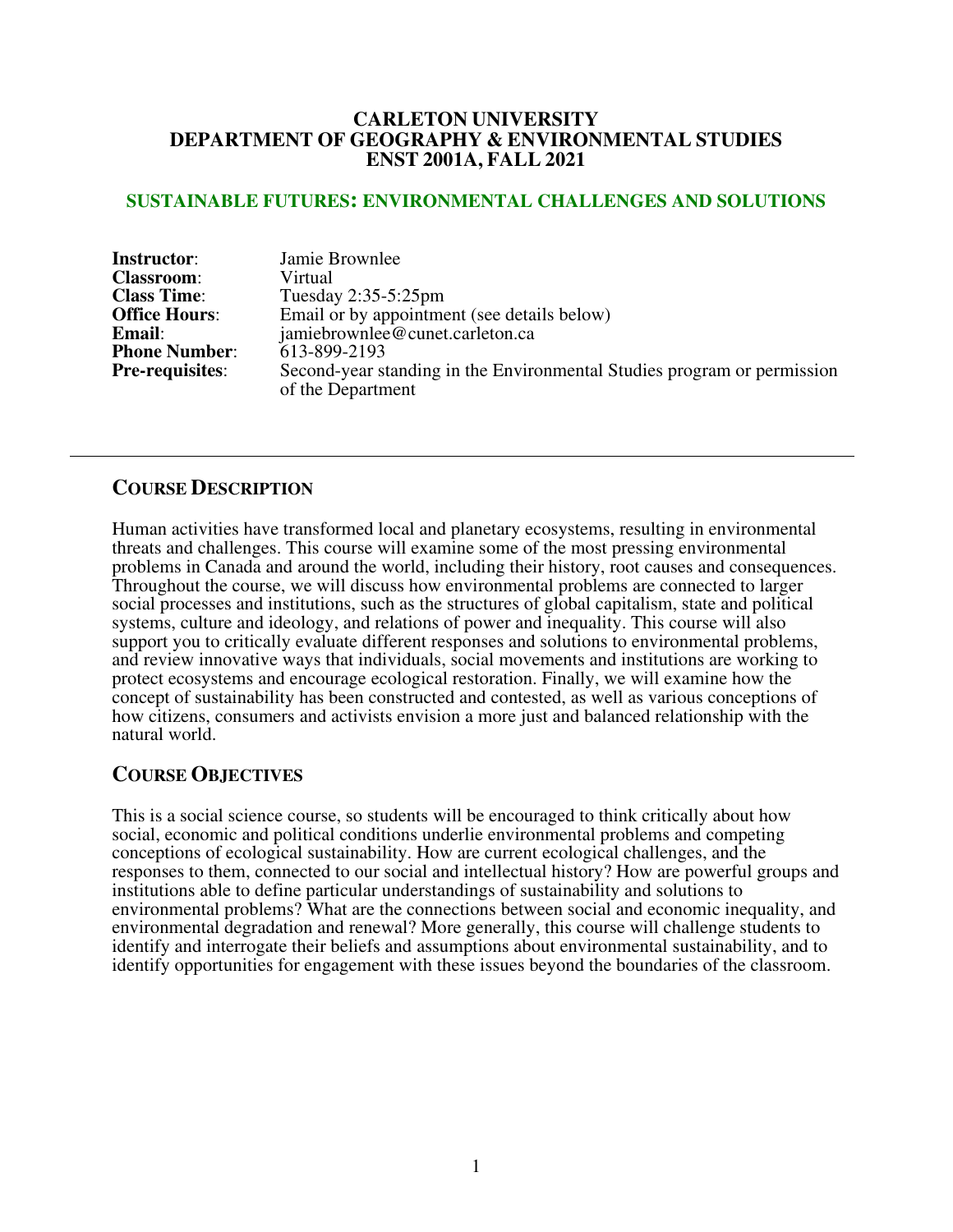# CARLETON UNIVERSITY
# DEPARTMENT OF GEOGRAPHY & ENVIRONMENTAL STUDIES
# ENST 2001A, FALL 2021

## SUSTAINABLE FUTURES: ENVIRONMENTAL CHALLENGES AND SOLUTIONS

**Instructor**: Jamie Brownlee
**Classroom**: Virtual
**Class Time**: Tuesday 2:35-5:25pm
**Office Hours**: Email or by appointment (see details below)
**Email**: jamiebrownlee@cunet.carleton.ca
**Phone Number**: 613-899-2193
**Pre-requisites**: Second-year standing in the Environmental Studies program or permission of the Department

---

## COURSE DESCRIPTION

Human activities have transformed local and planetary ecosystems, resulting in environmental threats and challenges. This course will examine some of the most pressing environmental problems in Canada and around the world, including their history, root causes and consequences. Throughout the course, we will discuss how environmental problems are connected to larger social processes and institutions, such as the structures of global capitalism, state and political systems, culture and ideology, and relations of power and inequality. This course will also support you to critically evaluate different responses and solutions to environmental problems, and review innovative ways that individuals, social movements and institutions are working to protect ecosystems and encourage ecological restoration. Finally, we will examine how the concept of sustainability has been constructed and contested, as well as various conceptions of how citizens, consumers and activists envision a more just and balanced relationship with the natural world.

## COURSE OBJECTIVES

This is a social science course, so students will be encouraged to think critically about how social, economic and political conditions underlie environmental problems and competing conceptions of ecological sustainability. How are current ecological challenges, and the responses to them, connected to our social and intellectual history? How are powerful groups and institutions able to define particular understandings of sustainability and solutions to environmental problems? What are the connections between social and economic inequality, and environmental degradation and renewal? More generally, this course will challenge students to identify and interrogate their beliefs and assumptions about environmental sustainability, and to identify opportunities for engagement with these issues beyond the boundaries of the classroom.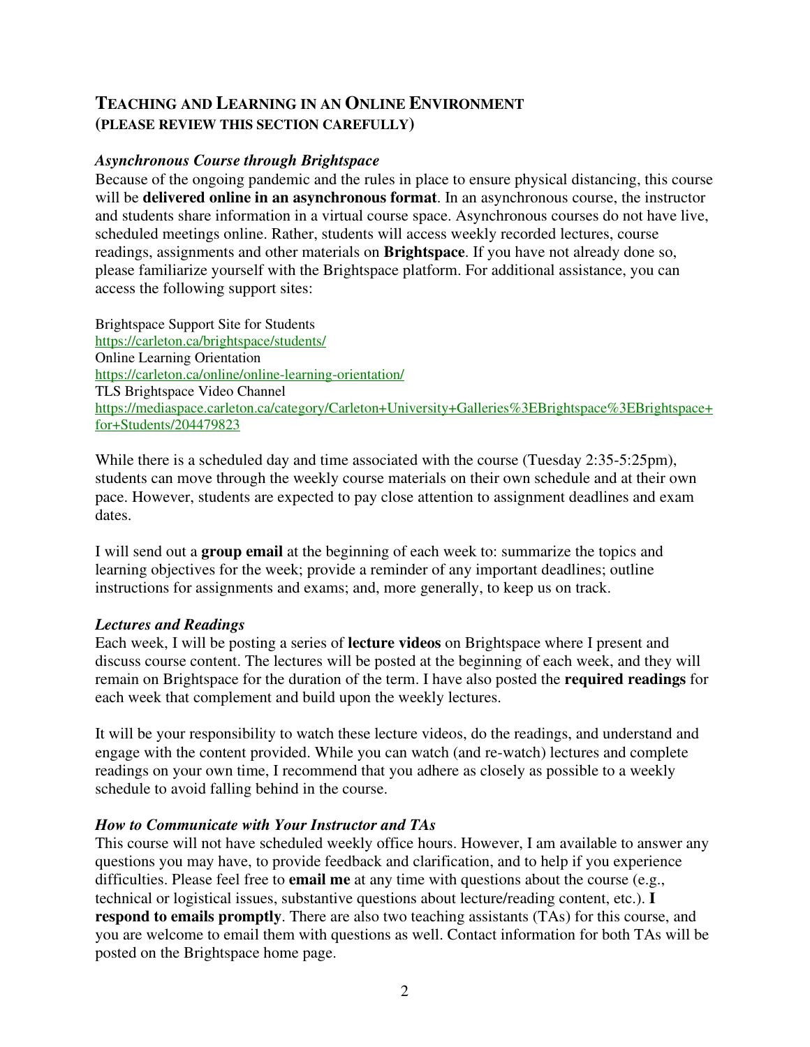## Teaching and Learning in an Online Environment (please review this section carefully)

### *Asynchronous Course through Brightspace*

Because of the ongoing pandemic and the rules in place to ensure physical distancing, this course will be **delivered online in an asynchronous format**. In an asynchronous course, the instructor and students share information in a virtual course space. Asynchronous courses do not have live, scheduled meetings online. Rather, students will access weekly recorded lectures, course readings, assignments and other materials on **Brightspace**. If you have not already done so, please familiarize yourself with the Brightspace platform. For additional assistance, you can access the following support sites:

Brightspace Support Site for Students
https://carleton.ca/brightspace/students/
Online Learning Orientation
https://carleton.ca/online/online-learning-orientation/
TLS Brightspace Video Channel
https://mediaspace.carleton.ca/category/Carleton+University+Galleries%3EBrightspace%3EBrightspace+for+Students/204479823

While there is a scheduled day and time associated with the course (Tuesday 2:35-5:25pm), students can move through the weekly course materials on their own schedule and at their own pace. However, students are expected to pay close attention to assignment deadlines and exam dates.

I will send out a **group email** at the beginning of each week to: summarize the topics and learning objectives for the week; provide a reminder of any important deadlines; outline instructions for assignments and exams; and, more generally, to keep us on track.

### *Lectures and Readings*

Each week, I will be posting a series of **lecture videos** on Brightspace where I present and discuss course content. The lectures will be posted at the beginning of each week, and they will remain on Brightspace for the duration of the term. I have also posted the **required readings** for each week that complement and build upon the weekly lectures.

It will be your responsibility to watch these lecture videos, do the readings, and understand and engage with the content provided. While you can watch (and re-watch) lectures and complete readings on your own time, I recommend that you adhere as closely as possible to a weekly schedule to avoid falling behind in the course.

### *How to Communicate with Your Instructor and TAs*

This course will not have scheduled weekly office hours. However, I am available to answer any questions you may have, to provide feedback and clarification, and to help if you experience difficulties. Please feel free to **email me** at any time with questions about the course (e.g., technical or logistical issues, substantive questions about lecture/reading content, etc.). **I respond to emails promptly**. There are also two teaching assistants (TAs) for this course, and you are welcome to email them with questions as well. Contact information for both TAs will be posted on the Brightspace home page.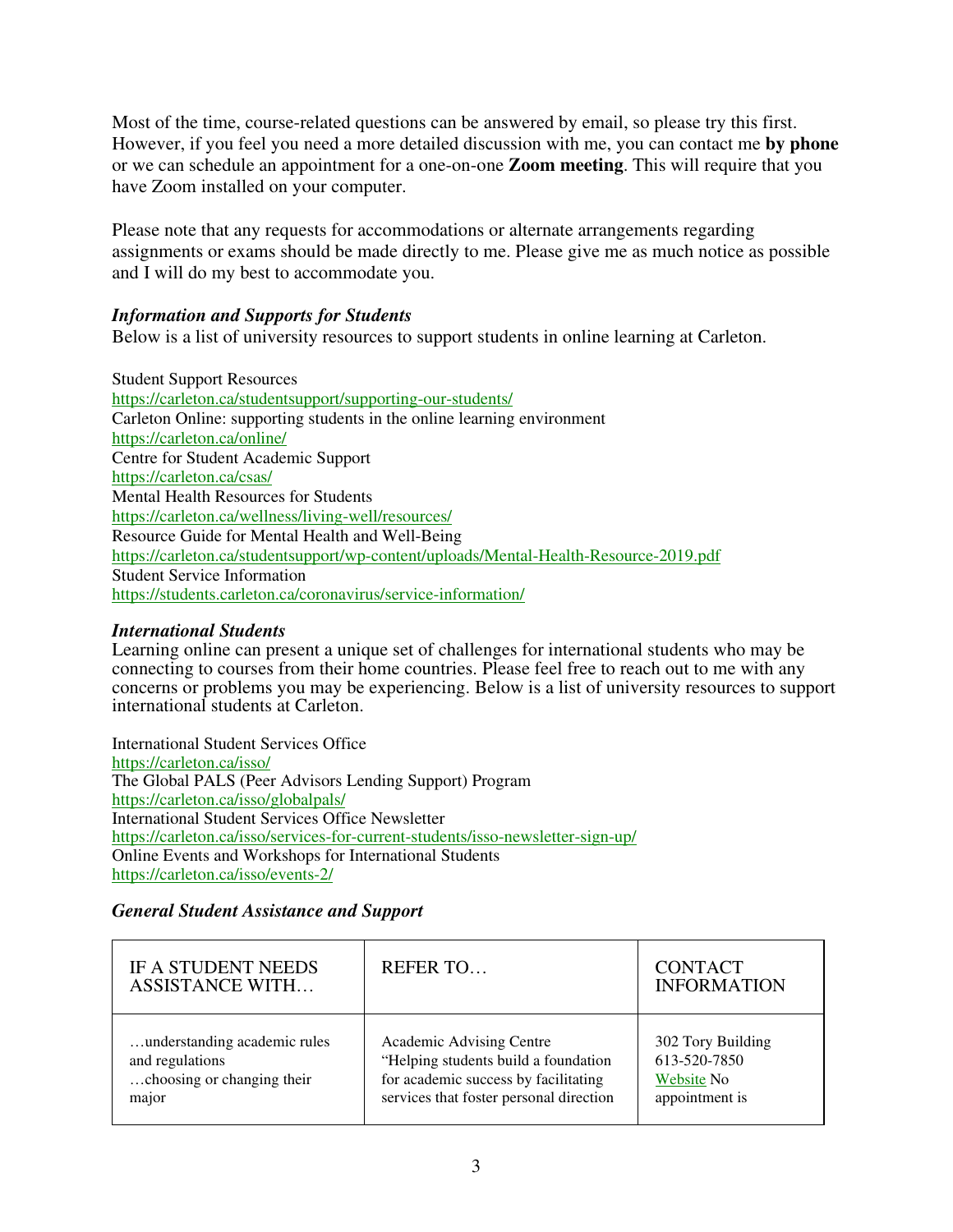Most of the time, course-related questions can be answered by email, so please try this first. However, if you feel you need a more detailed discussion with me, you can contact me **by phone** or we can schedule an appointment for a one-on-one **Zoom meeting**. This will require that you have Zoom installed on your computer.

Please note that any requests for accommodations or alternate arrangements regarding assignments or exams should be made directly to me. Please give me as much notice as possible and I will do my best to accommodate you.

### ***Information and Supports for Students***

Below is a list of university resources to support students in online learning at Carleton.

Student Support Resources
https://carleton.ca/studentsupport/supporting-our-students/
Carleton Online: supporting students in the online learning environment
https://carleton.ca/online/
Centre for Student Academic Support
https://carleton.ca/csas/
Mental Health Resources for Students
https://carleton.ca/wellness/living-well/resources/
Resource Guide for Mental Health and Well-Being
https://carleton.ca/studentsupport/wp-content/uploads/Mental-Health-Resource-2019.pdf
Student Service Information
https://students.carleton.ca/coronavirus/service-information/

### ***International Students***

Learning online can present a unique set of challenges for international students who may be connecting to courses from their home countries. Please feel free to reach out to me with any concerns or problems you may be experiencing. Below is a list of university resources to support international students at Carleton.

International Student Services Office
https://carleton.ca/isso/
The Global PALS (Peer Advisors Lending Support) Program
https://carleton.ca/isso/globalpals/
International Student Services Office Newsletter
https://carleton.ca/isso/services-for-current-students/isso-newsletter-sign-up/
Online Events and Workshops for International Students
https://carleton.ca/isso/events-2/

### ***General Student Assistance and Support***

| IF A STUDENT NEEDS ASSISTANCE WITH… | REFER TO… | CONTACT INFORMATION |
|---|---|---|
| …understanding academic rules and regulations<br>…choosing or changing their major | Academic Advising Centre<br>"Helping students build a foundation for academic success by facilitating services that foster personal direction | 302 Tory Building<br>613-520-7850<br>Website No appointment is |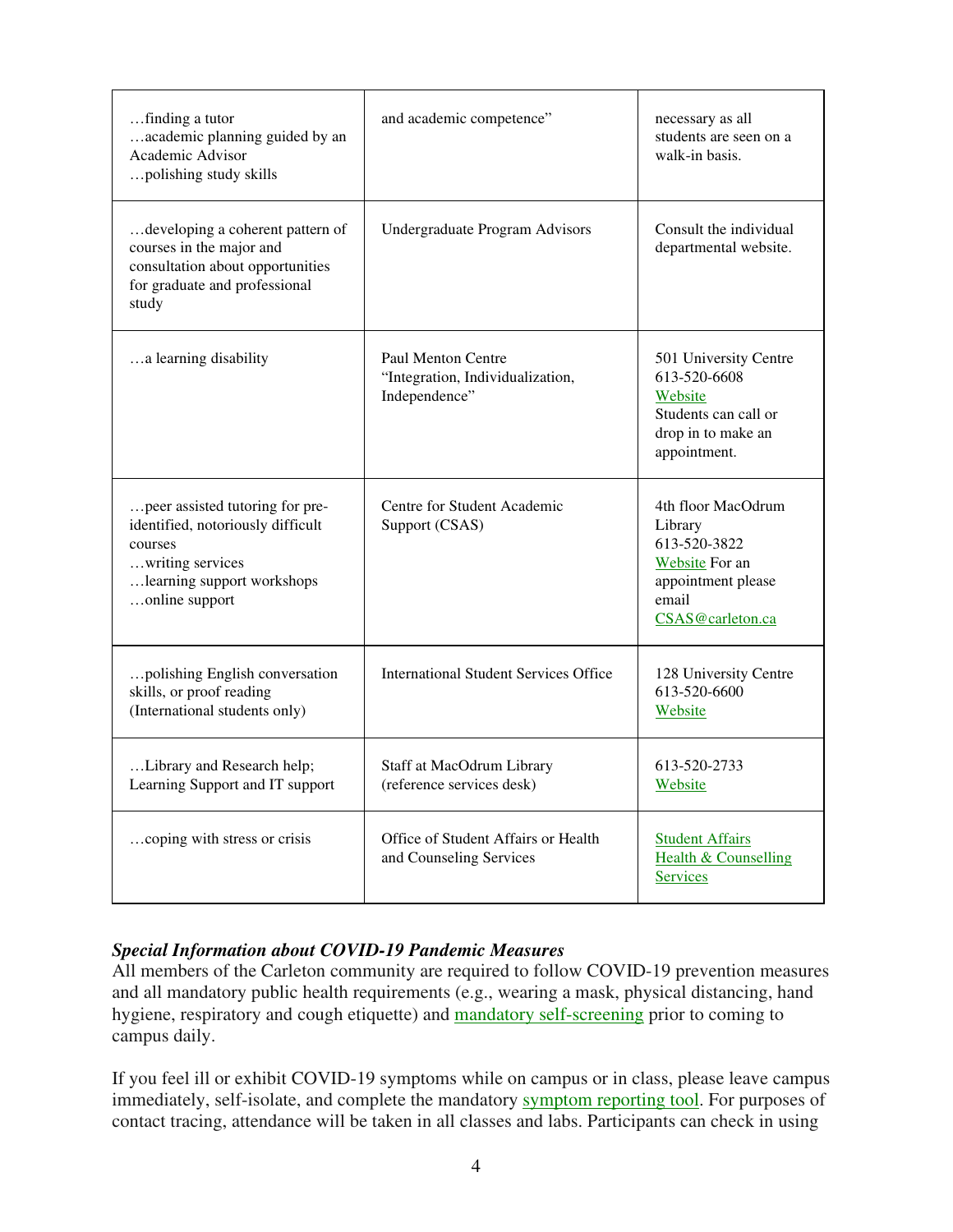| | | |
|---|---|---|
| …finding a tutor<br>…academic planning guided by an Academic Advisor<br>…polishing study skills | and academic competence" | necessary as all students are seen on a walk-in basis. |
| …developing a coherent pattern of courses in the major and consultation about opportunities for graduate and professional study | Undergraduate Program Advisors | Consult the individual departmental website. |
| …a learning disability | Paul Menton Centre<br>"Integration, Individualization, Independence" | 501 University Centre<br>613-520-6608<br>Website<br>Students can call or drop in to make an appointment. |
| …peer assisted tutoring for pre-identified, notoriously difficult courses<br>…writing services<br>…learning support workshops<br>…online support | Centre for Student Academic Support (CSAS) | 4th floor MacOdrum Library<br>613-520-3822<br>Website For an appointment please email CSAS@carleton.ca |
| …polishing English conversation skills, or proof reading (International students only) | International Student Services Office | 128 University Centre<br>613-520-6600<br>Website |
| …Library and Research help; Learning Support and IT support | Staff at MacOdrum Library (reference services desk) | 613-520-2733<br>Website |
| …coping with stress or crisis | Office of Student Affairs or Health and Counseling Services | Student Affairs<br>Health & Counselling Services |

***Special Information about COVID-19 Pandemic Measures***
All members of the Carleton community are required to follow COVID-19 prevention measures and all mandatory public health requirements (e.g., wearing a mask, physical distancing, hand hygiene, respiratory and cough etiquette) and mandatory self-screening prior to coming to campus daily.

If you feel ill or exhibit COVID-19 symptoms while on campus or in class, please leave campus immediately, self-isolate, and complete the mandatory symptom reporting tool. For purposes of contact tracing, attendance will be taken in all classes and labs. Participants can check in using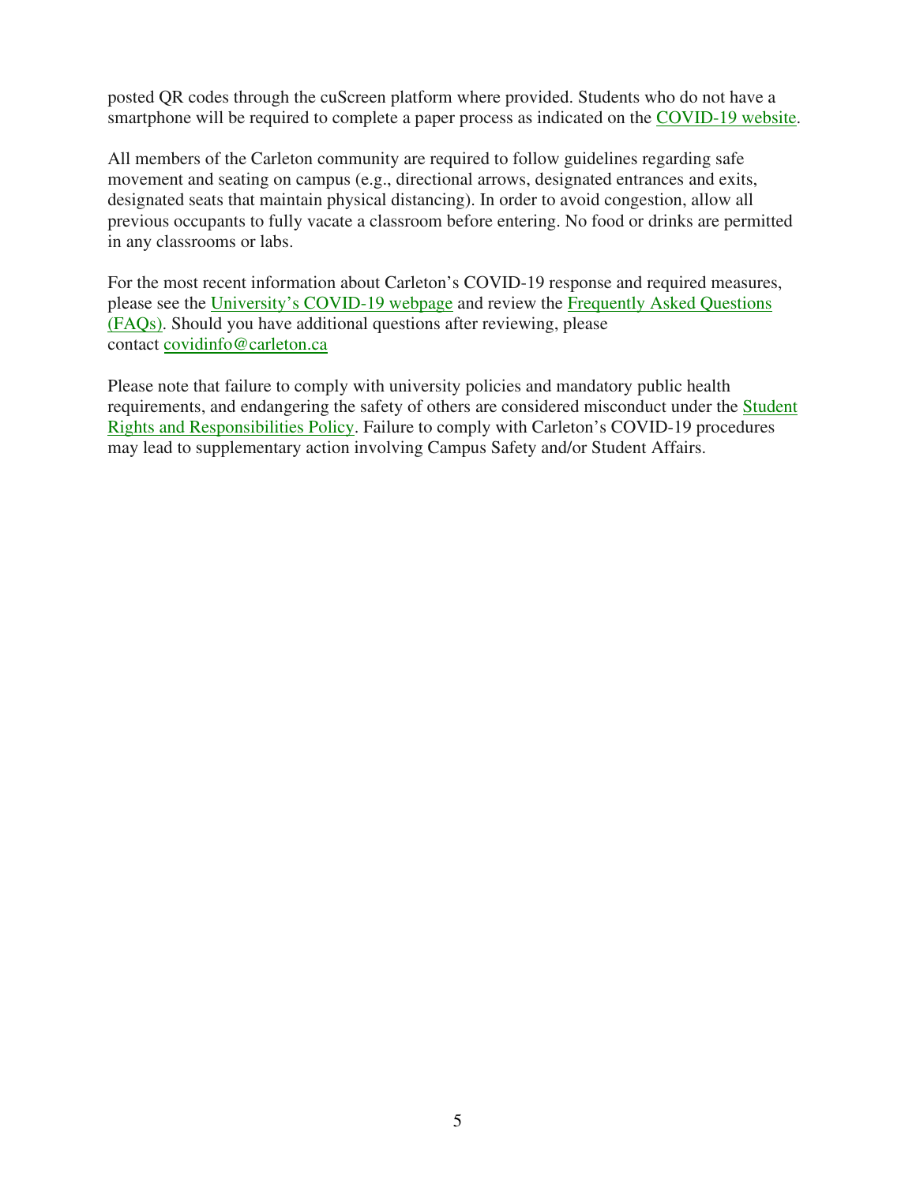posted QR codes through the cuScreen platform where provided. Students who do not have a smartphone will be required to complete a paper process as indicated on the COVID-19 website.

All members of the Carleton community are required to follow guidelines regarding safe movement and seating on campus (e.g., directional arrows, designated entrances and exits, designated seats that maintain physical distancing). In order to avoid congestion, allow all previous occupants to fully vacate a classroom before entering. No food or drinks are permitted in any classrooms or labs.

For the most recent information about Carleton's COVID-19 response and required measures, please see the University's COVID-19 webpage and review the Frequently Asked Questions (FAQs). Should you have additional questions after reviewing, please contact covidinfo@carleton.ca

Please note that failure to comply with university policies and mandatory public health requirements, and endangering the safety of others are considered misconduct under the Student Rights and Responsibilities Policy. Failure to comply with Carleton's COVID-19 procedures may lead to supplementary action involving Campus Safety and/or Student Affairs.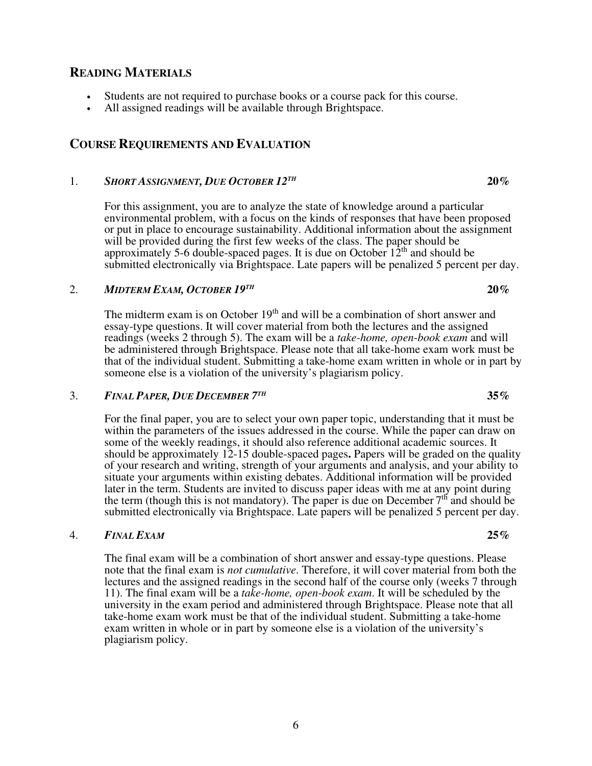## READING MATERIALS

- Students are not required to purchase books or a course pack for this course.
- All assigned readings will be available through Brightspace.

## COURSE REQUIREMENTS AND EVALUATION

### 1. *SHORT ASSIGNMENT, DUE OCTOBER 12TH* — 20%

For this assignment, you are to analyze the state of knowledge around a particular environmental problem, with a focus on the kinds of responses that have been proposed or put in place to encourage sustainability. Additional information about the assignment will be provided during the first few weeks of the class. The paper should be approximately 5-6 double-spaced pages. It is due on October 12th and should be submitted electronically via Brightspace. Late papers will be penalized 5 percent per day.

### 2. *MIDTERM EXAM, OCTOBER 19TH* — 20%

The midterm exam is on October 19th and will be a combination of short answer and essay-type questions. It will cover material from both the lectures and the assigned readings (weeks 2 through 5). The exam will be a *take-home, open-book exam* and will be administered through Brightspace. Please note that all take-home exam work must be that of the individual student. Submitting a take-home exam written in whole or in part by someone else is a violation of the university's plagiarism policy.

### 3. *FINAL PAPER, DUE DECEMBER 7TH* — 35%

For the final paper, you are to select your own paper topic, understanding that it must be within the parameters of the issues addressed in the course. While the paper can draw on some of the weekly readings, it should also reference additional academic sources. It should be approximately 12-15 double-spaced pages**.** Papers will be graded on the quality of your research and writing, strength of your arguments and analysis, and your ability to situate your arguments within existing debates. Additional information will be provided later in the term. Students are invited to discuss paper ideas with me at any point during the term (though this is not mandatory). The paper is due on December 7th and should be submitted electronically via Brightspace. Late papers will be penalized 5 percent per day.

### 4. *FINAL EXAM* — 25%

The final exam will be a combination of short answer and essay-type questions. Please note that the final exam is *not cumulative*. Therefore, it will cover material from both the lectures and the assigned readings in the second half of the course only (weeks 7 through 11). The final exam will be a *take-home, open-book exam*. It will be scheduled by the university in the exam period and administered through Brightspace. Please note that all take-home exam work must be that of the individual student. Submitting a take-home exam written in whole or in part by someone else is a violation of the university's plagiarism policy.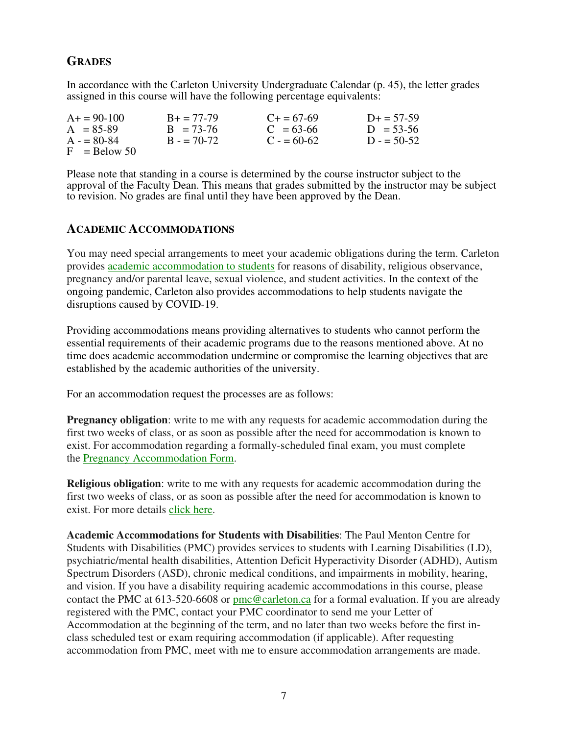## GRADES

In accordance with the Carleton University Undergraduate Calendar (p. 45), the letter grades assigned in this course will have the following percentage equivalents:

| | | | |
|---|---|---|---|
| A+ = 90-100 | B+ = 77-79 | C+ = 67-69 | D+ = 57-59 |
| A = 85-89 | B = 73-76 | C = 63-66 | D = 53-56 |
| A - = 80-84 | B - = 70-72 | C - = 60-62 | D - = 50-52 |
| F = Below 50 | | | |

Please note that standing in a course is determined by the course instructor subject to the approval of the Faculty Dean. This means that grades submitted by the instructor may be subject to revision. No grades are final until they have been approved by the Dean.

## ACADEMIC ACCOMMODATIONS

You may need special arrangements to meet your academic obligations during the term. Carleton provides academic accommodation to students for reasons of disability, religious observance, pregnancy and/or parental leave, sexual violence, and student activities. In the context of the ongoing pandemic, Carleton also provides accommodations to help students navigate the disruptions caused by COVID-19.

Providing accommodations means providing alternatives to students who cannot perform the essential requirements of their academic programs due to the reasons mentioned above. At no time does academic accommodation undermine or compromise the learning objectives that are established by the academic authorities of the university.

For an accommodation request the processes are as follows:

**Pregnancy obligation**: write to me with any requests for academic accommodation during the first two weeks of class, or as soon as possible after the need for accommodation is known to exist. For accommodation regarding a formally-scheduled final exam, you must complete the Pregnancy Accommodation Form.

**Religious obligation**: write to me with any requests for academic accommodation during the first two weeks of class, or as soon as possible after the need for accommodation is known to exist. For more details click here.

**Academic Accommodations for Students with Disabilities**: The Paul Menton Centre for Students with Disabilities (PMC) provides services to students with Learning Disabilities (LD), psychiatric/mental health disabilities, Attention Deficit Hyperactivity Disorder (ADHD), Autism Spectrum Disorders (ASD), chronic medical conditions, and impairments in mobility, hearing, and vision. If you have a disability requiring academic accommodations in this course, please contact the PMC at 613-520-6608 or pmc@carleton.ca for a formal evaluation. If you are already registered with the PMC, contact your PMC coordinator to send me your Letter of Accommodation at the beginning of the term, and no later than two weeks before the first in-class scheduled test or exam requiring accommodation (if applicable). After requesting accommodation from PMC, meet with me to ensure accommodation arrangements are made.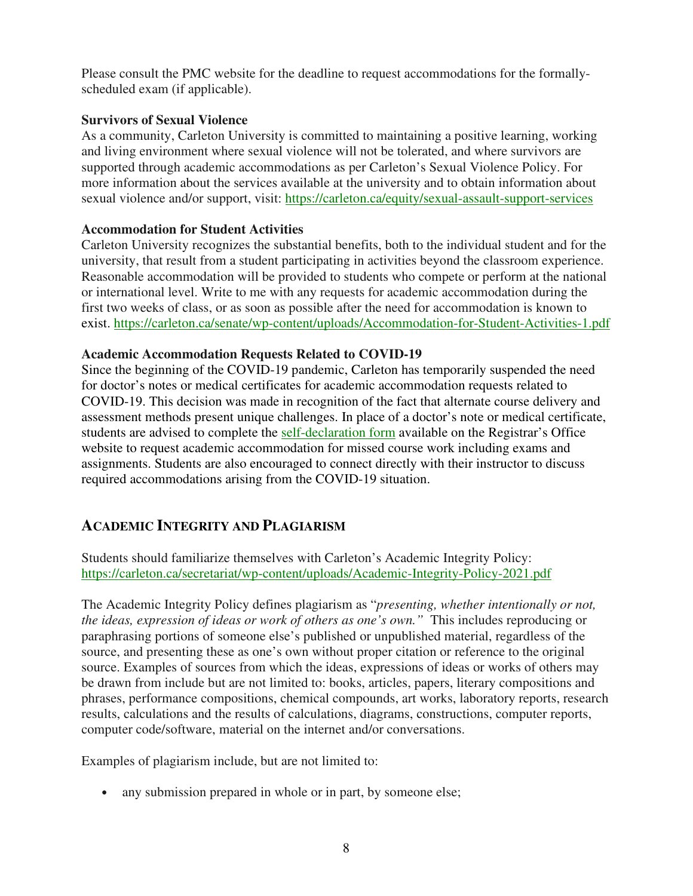Please consult the PMC website for the deadline to request accommodations for the formally-scheduled exam (if applicable).

**Survivors of Sexual Violence**

As a community, Carleton University is committed to maintaining a positive learning, working and living environment where sexual violence will not be tolerated, and where survivors are supported through academic accommodations as per Carleton's Sexual Violence Policy. For more information about the services available at the university and to obtain information about sexual violence and/or support, visit: https://carleton.ca/equity/sexual-assault-support-services

**Accommodation for Student Activities**

Carleton University recognizes the substantial benefits, both to the individual student and for the university, that result from a student participating in activities beyond the classroom experience. Reasonable accommodation will be provided to students who compete or perform at the national or international level. Write to me with any requests for academic accommodation during the first two weeks of class, or as soon as possible after the need for accommodation is known to exist. https://carleton.ca/senate/wp-content/uploads/Accommodation-for-Student-Activities-1.pdf

**Academic Accommodation Requests Related to COVID-19**

Since the beginning of the COVID-19 pandemic, Carleton has temporarily suspended the need for doctor's notes or medical certificates for academic accommodation requests related to COVID-19. This decision was made in recognition of the fact that alternate course delivery and assessment methods present unique challenges. In place of a doctor's note or medical certificate, students are advised to complete the self-declaration form available on the Registrar's Office website to request academic accommodation for missed course work including exams and assignments. Students are also encouraged to connect directly with their instructor to discuss required accommodations arising from the COVID-19 situation.

## ACADEMIC INTEGRITY AND PLAGIARISM

Students should familiarize themselves with Carleton's Academic Integrity Policy: https://carleton.ca/secretariat/wp-content/uploads/Academic-Integrity-Policy-2021.pdf

The Academic Integrity Policy defines plagiarism as "*presenting, whether intentionally or not, the ideas, expression of ideas or work of others as one's own."* This includes reproducing or paraphrasing portions of someone else's published or unpublished material, regardless of the source, and presenting these as one's own without proper citation or reference to the original source. Examples of sources from which the ideas, expressions of ideas or works of others may be drawn from include but are not limited to: books, articles, papers, literary compositions and phrases, performance compositions, chemical compounds, art works, laboratory reports, research results, calculations and the results of calculations, diagrams, constructions, computer reports, computer code/software, material on the internet and/or conversations.

Examples of plagiarism include, but are not limited to:

- any submission prepared in whole or in part, by someone else;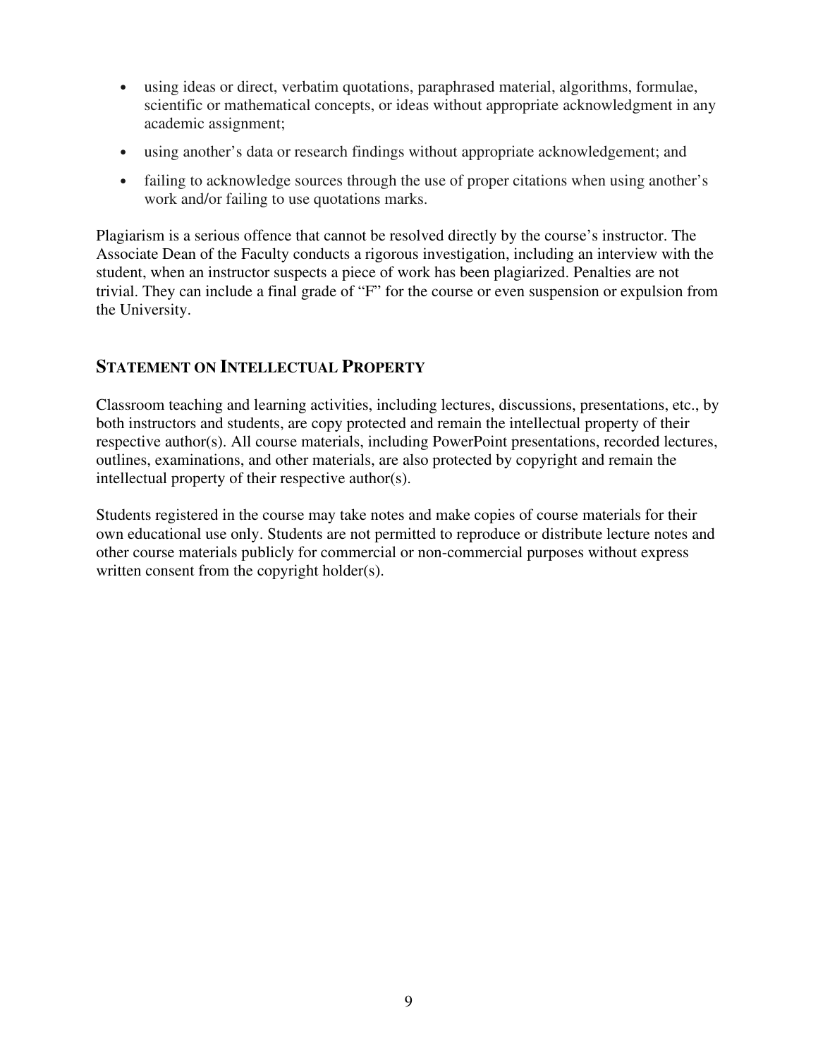- using ideas or direct, verbatim quotations, paraphrased material, algorithms, formulae, scientific or mathematical concepts, or ideas without appropriate acknowledgment in any academic assignment;
- using another's data or research findings without appropriate acknowledgement; and
- failing to acknowledge sources through the use of proper citations when using another's work and/or failing to use quotations marks.

Plagiarism is a serious offence that cannot be resolved directly by the course's instructor. The Associate Dean of the Faculty conducts a rigorous investigation, including an interview with the student, when an instructor suspects a piece of work has been plagiarized. Penalties are not trivial. They can include a final grade of "F" for the course or even suspension or expulsion from the University.

## STATEMENT ON INTELLECTUAL PROPERTY

Classroom teaching and learning activities, including lectures, discussions, presentations, etc., by both instructors and students, are copy protected and remain the intellectual property of their respective author(s). All course materials, including PowerPoint presentations, recorded lectures, outlines, examinations, and other materials, are also protected by copyright and remain the intellectual property of their respective author(s).

Students registered in the course may take notes and make copies of course materials for their own educational use only. Students are not permitted to reproduce or distribute lecture notes and other course materials publicly for commercial or non-commercial purposes without express written consent from the copyright holder(s).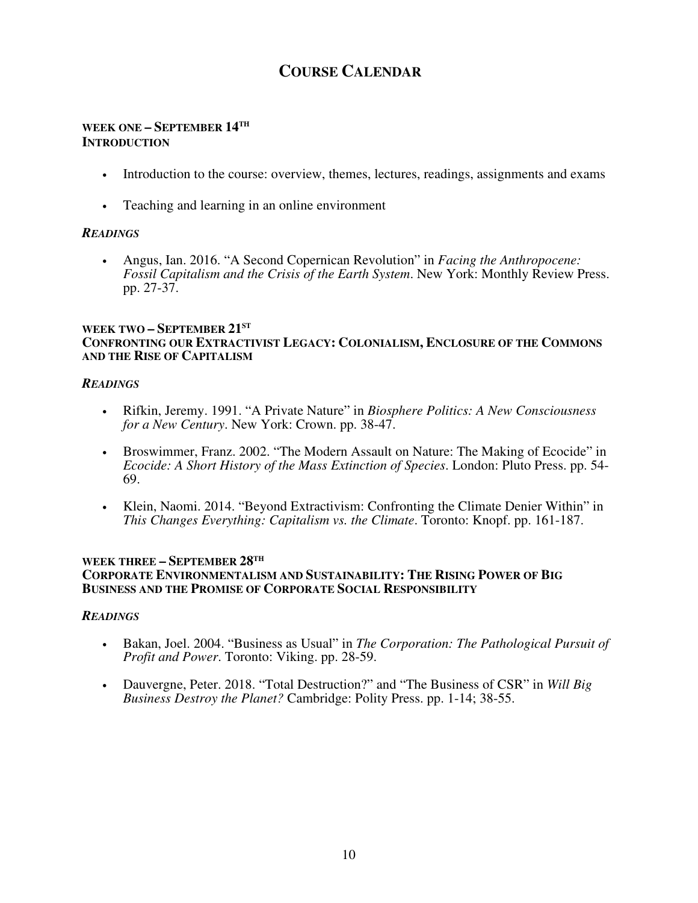# COURSE CALENDAR

### WEEK ONE – SEPTEMBER 14TH
### INTRODUCTION

- Introduction to the course: overview, themes, lectures, readings, assignments and exams
- Teaching and learning in an online environment

***READINGS***

- Angus, Ian. 2016. "A Second Copernican Revolution" in *Facing the Anthropocene: Fossil Capitalism and the Crisis of the Earth System*. New York: Monthly Review Press. pp. 27-37.

### WEEK TWO – SEPTEMBER 21ST
### CONFRONTING OUR EXTRACTIVIST LEGACY: COLONIALISM, ENCLOSURE OF THE COMMONS AND THE RISE OF CAPITALISM

***READINGS***

- Rifkin, Jeremy. 1991. "A Private Nature" in *Biosphere Politics: A New Consciousness for a New Century*. New York: Crown. pp. 38-47.
- Broswimmer, Franz. 2002. "The Modern Assault on Nature: The Making of Ecocide" in *Ecocide: A Short History of the Mass Extinction of Species*. London: Pluto Press. pp. 54-69.
- Klein, Naomi. 2014. "Beyond Extractivism: Confronting the Climate Denier Within" in *This Changes Everything: Capitalism vs. the Climate*. Toronto: Knopf. pp. 161-187.

### WEEK THREE – SEPTEMBER 28TH
### CORPORATE ENVIRONMENTALISM AND SUSTAINABILITY: THE RISING POWER OF BIG BUSINESS AND THE PROMISE OF CORPORATE SOCIAL RESPONSIBILITY

***READINGS***

- Bakan, Joel. 2004. "Business as Usual" in *The Corporation: The Pathological Pursuit of Profit and Power*. Toronto: Viking. pp. 28-59.
- Dauvergne, Peter. 2018. "Total Destruction?" and "The Business of CSR" in *Will Big Business Destroy the Planet?* Cambridge: Polity Press. pp. 1-14; 38-55.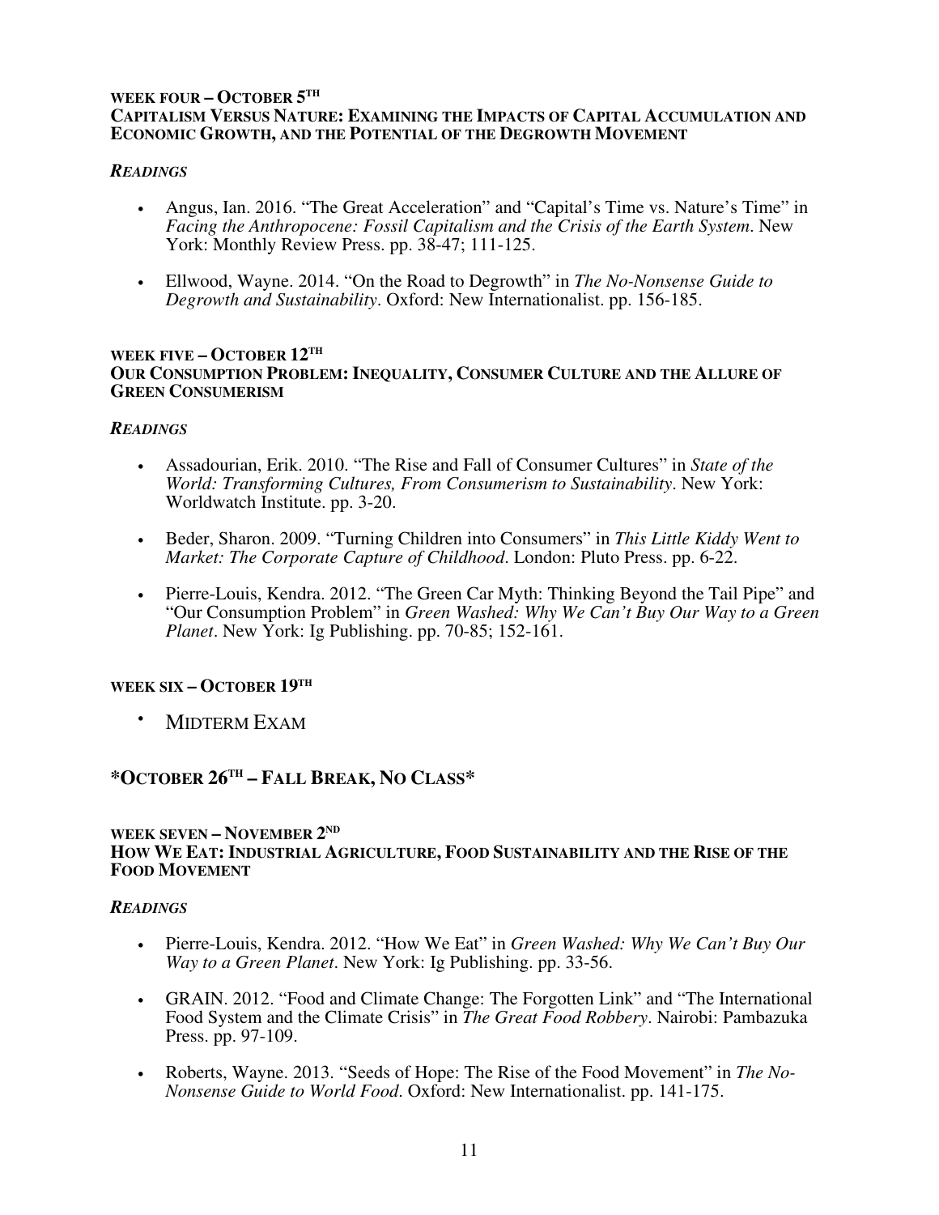### WEEK FOUR – OCTOBER 5TH
### CAPITALISM VERSUS NATURE: EXAMINING THE IMPACTS OF CAPITAL ACCUMULATION AND ECONOMIC GROWTH, AND THE POTENTIAL OF THE DEGROWTH MOVEMENT

***READINGS***

- Angus, Ian. 2016. "The Great Acceleration" and "Capital's Time vs. Nature's Time" in *Facing the Anthropocene: Fossil Capitalism and the Crisis of the Earth System*. New York: Monthly Review Press. pp. 38-47; 111-125.

- Ellwood, Wayne. 2014. "On the Road to Degrowth" in *The No-Nonsense Guide to Degrowth and Sustainability*. Oxford: New Internationalist. pp. 156-185.

### WEEK FIVE – OCTOBER 12TH
### OUR CONSUMPTION PROBLEM: INEQUALITY, CONSUMER CULTURE AND THE ALLURE OF GREEN CONSUMERISM

***READINGS***

- Assadourian, Erik. 2010. "The Rise and Fall of Consumer Cultures" in *State of the World: Transforming Cultures, From Consumerism to Sustainability*. New York: Worldwatch Institute. pp. 3-20.

- Beder, Sharon. 2009. "Turning Children into Consumers" in *This Little Kiddy Went to Market: The Corporate Capture of Childhood*. London: Pluto Press. pp. 6-22.

- Pierre-Louis, Kendra. 2012. "The Green Car Myth: Thinking Beyond the Tail Pipe" and "Our Consumption Problem" in *Green Washed: Why We Can't Buy Our Way to a Green Planet*. New York: Ig Publishing. pp. 70-85; 152-161.

### WEEK SIX – OCTOBER 19TH

- MIDTERM EXAM

## *OCTOBER 26TH – FALL BREAK, NO CLASS*

### WEEK SEVEN – NOVEMBER 2ND
### HOW WE EAT: INDUSTRIAL AGRICULTURE, FOOD SUSTAINABILITY AND THE RISE OF THE FOOD MOVEMENT

***READINGS***

- Pierre-Louis, Kendra. 2012. "How We Eat" in *Green Washed: Why We Can't Buy Our Way to a Green Planet*. New York: Ig Publishing. pp. 33-56.

- GRAIN. 2012. "Food and Climate Change: The Forgotten Link" and "The International Food System and the Climate Crisis" in *The Great Food Robbery*. Nairobi: Pambazuka Press. pp. 97-109.

- Roberts, Wayne. 2013. "Seeds of Hope: The Rise of the Food Movement" in *The No-Nonsense Guide to World Food*. Oxford: New Internationalist. pp. 141-175.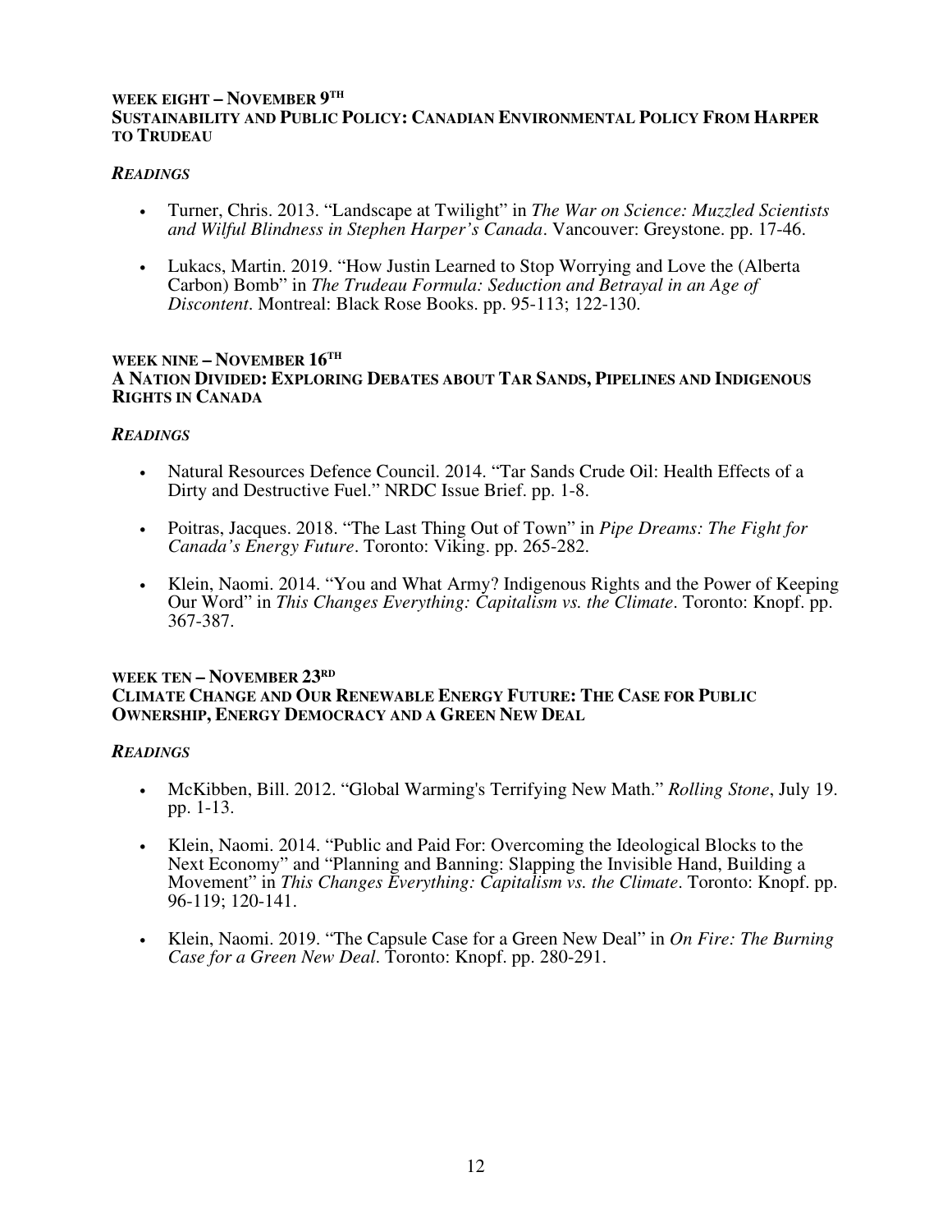### WEEK EIGHT – NOVEMBER 9TH
### SUSTAINABILITY AND PUBLIC POLICY: CANADIAN ENVIRONMENTAL POLICY FROM HARPER TO TRUDEAU

***READINGS***

- Turner, Chris. 2013. "Landscape at Twilight" in *The War on Science: Muzzled Scientists and Wilful Blindness in Stephen Harper's Canada*. Vancouver: Greystone. pp. 17-46.

- Lukacs, Martin. 2019. "How Justin Learned to Stop Worrying and Love the (Alberta Carbon) Bomb" in *The Trudeau Formula: Seduction and Betrayal in an Age of Discontent*. Montreal: Black Rose Books. pp. 95-113; 122-130.

### WEEK NINE – NOVEMBER 16TH
### A NATION DIVIDED: EXPLORING DEBATES ABOUT TAR SANDS, PIPELINES AND INDIGENOUS RIGHTS IN CANADA

***READINGS***

- Natural Resources Defence Council. 2014. "Tar Sands Crude Oil: Health Effects of a Dirty and Destructive Fuel." NRDC Issue Brief. pp. 1-8.

- Poitras, Jacques. 2018. "The Last Thing Out of Town" in *Pipe Dreams: The Fight for Canada's Energy Future*. Toronto: Viking. pp. 265-282.

- Klein, Naomi. 2014. "You and What Army? Indigenous Rights and the Power of Keeping Our Word" in *This Changes Everything: Capitalism vs. the Climate*. Toronto: Knopf. pp. 367-387.

### WEEK TEN – NOVEMBER 23RD
### CLIMATE CHANGE AND OUR RENEWABLE ENERGY FUTURE: THE CASE FOR PUBLIC OWNERSHIP, ENERGY DEMOCRACY AND A GREEN NEW DEAL

***READINGS***

- McKibben, Bill. 2012. "Global Warming's Terrifying New Math." *Rolling Stone*, July 19. pp. 1-13.

- Klein, Naomi. 2014. "Public and Paid For: Overcoming the Ideological Blocks to the Next Economy" and "Planning and Banning: Slapping the Invisible Hand, Building a Movement" in *This Changes Everything: Capitalism vs. the Climate*. Toronto: Knopf. pp. 96-119; 120-141.

- Klein, Naomi. 2019. "The Capsule Case for a Green New Deal" in *On Fire: The Burning Case for a Green New Deal*. Toronto: Knopf. pp. 280-291.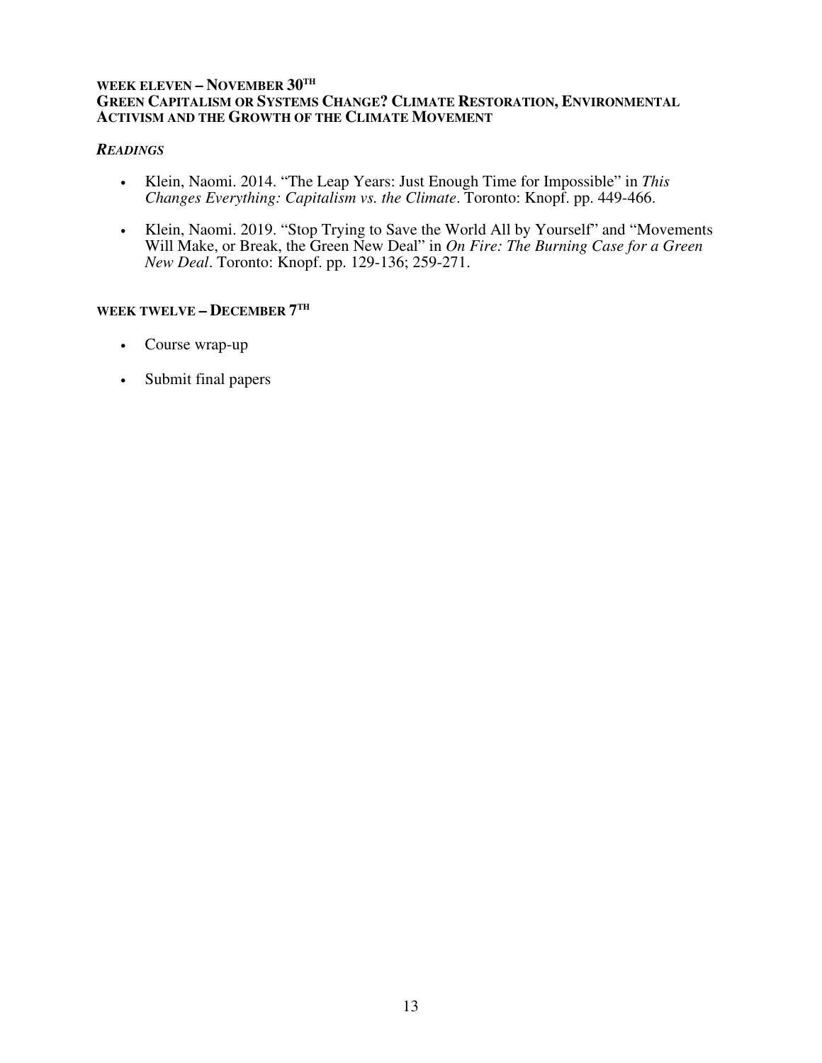### WEEK ELEVEN – NOVEMBER 30TH
### GREEN CAPITALISM OR SYSTEMS CHANGE? CLIMATE RESTORATION, ENVIRONMENTAL ACTIVISM AND THE GROWTH OF THE CLIMATE MOVEMENT

***READINGS***

- Klein, Naomi. 2014. "The Leap Years: Just Enough Time for Impossible" in *This Changes Everything: Capitalism vs. the Climate*. Toronto: Knopf. pp. 449-466.
- Klein, Naomi. 2019. "Stop Trying to Save the World All by Yourself" and "Movements Will Make, or Break, the Green New Deal" in *On Fire: The Burning Case for a Green New Deal*. Toronto: Knopf. pp. 129-136; 259-271.

### WEEK TWELVE – DECEMBER 7TH

- Course wrap-up
- Submit final papers